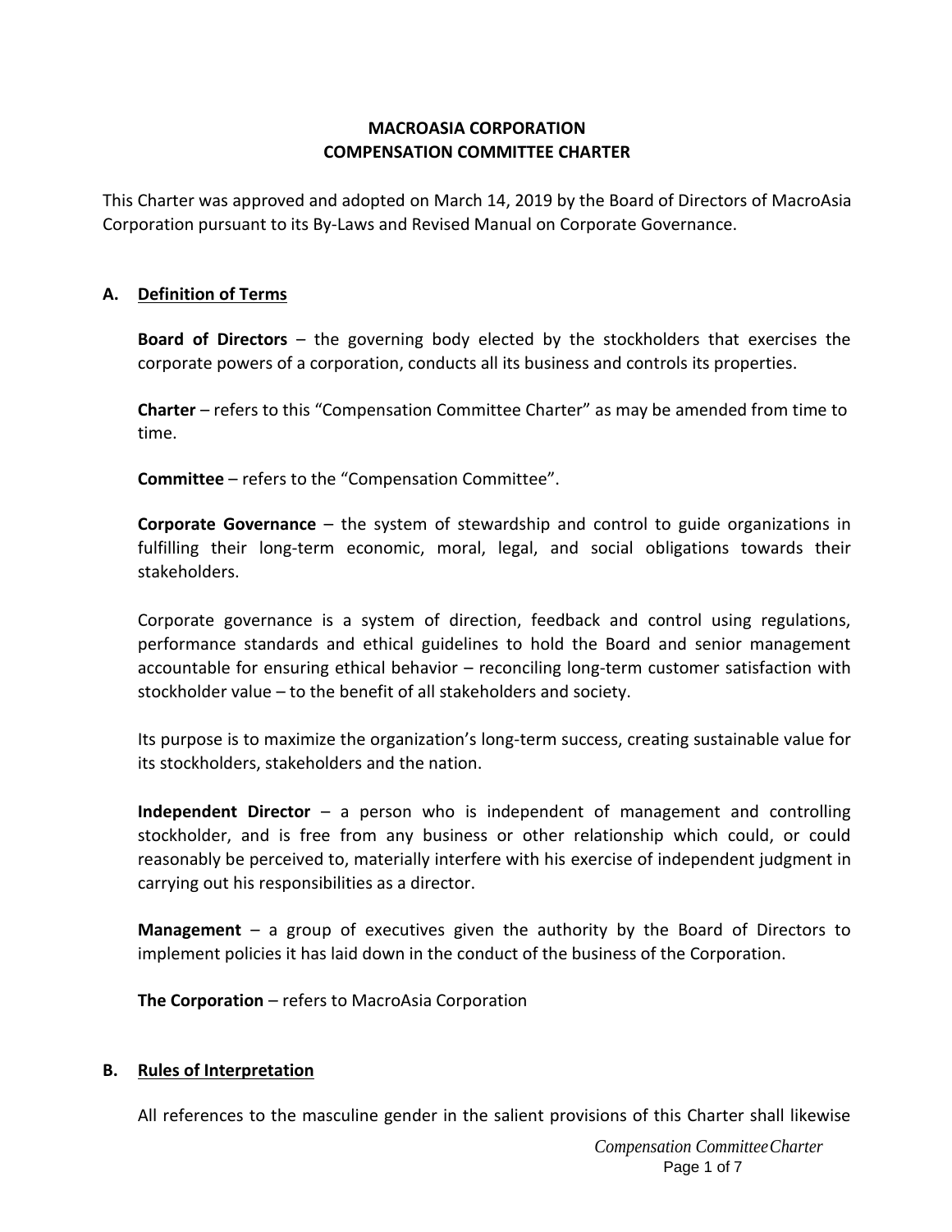# MACROASIA CORPORATION
# COMPENSATION COMMITTEE CHARTER

This Charter was approved and adopted on March 14, 2019 by the Board of Directors of MacroAsia Corporation pursuant to its By-Laws and Revised Manual on Corporate Governance.

## A. Definition of Terms

**Board of Directors** – the governing body elected by the stockholders that exercises the corporate powers of a corporation, conducts all its business and controls its properties.

**Charter** – refers to this "Compensation Committee Charter" as may be amended from time to time.

**Committee** – refers to the "Compensation Committee".

**Corporate Governance** – the system of stewardship and control to guide organizations in fulfilling their long-term economic, moral, legal, and social obligations towards their stakeholders.

Corporate governance is a system of direction, feedback and control using regulations, performance standards and ethical guidelines to hold the Board and senior management accountable for ensuring ethical behavior – reconciling long-term customer satisfaction with stockholder value – to the benefit of all stakeholders and society.

Its purpose is to maximize the organization's long-term success, creating sustainable value for its stockholders, stakeholders and the nation.

**Independent Director** – a person who is independent of management and controlling stockholder, and is free from any business or other relationship which could, or could reasonably be perceived to, materially interfere with his exercise of independent judgment in carrying out his responsibilities as a director.

**Management** – a group of executives given the authority by the Board of Directors to implement policies it has laid down in the conduct of the business of the Corporation.

**The Corporation** – refers to MacroAsia Corporation

## B. Rules of Interpretation

All references to the masculine gender in the salient provisions of this Charter shall likewise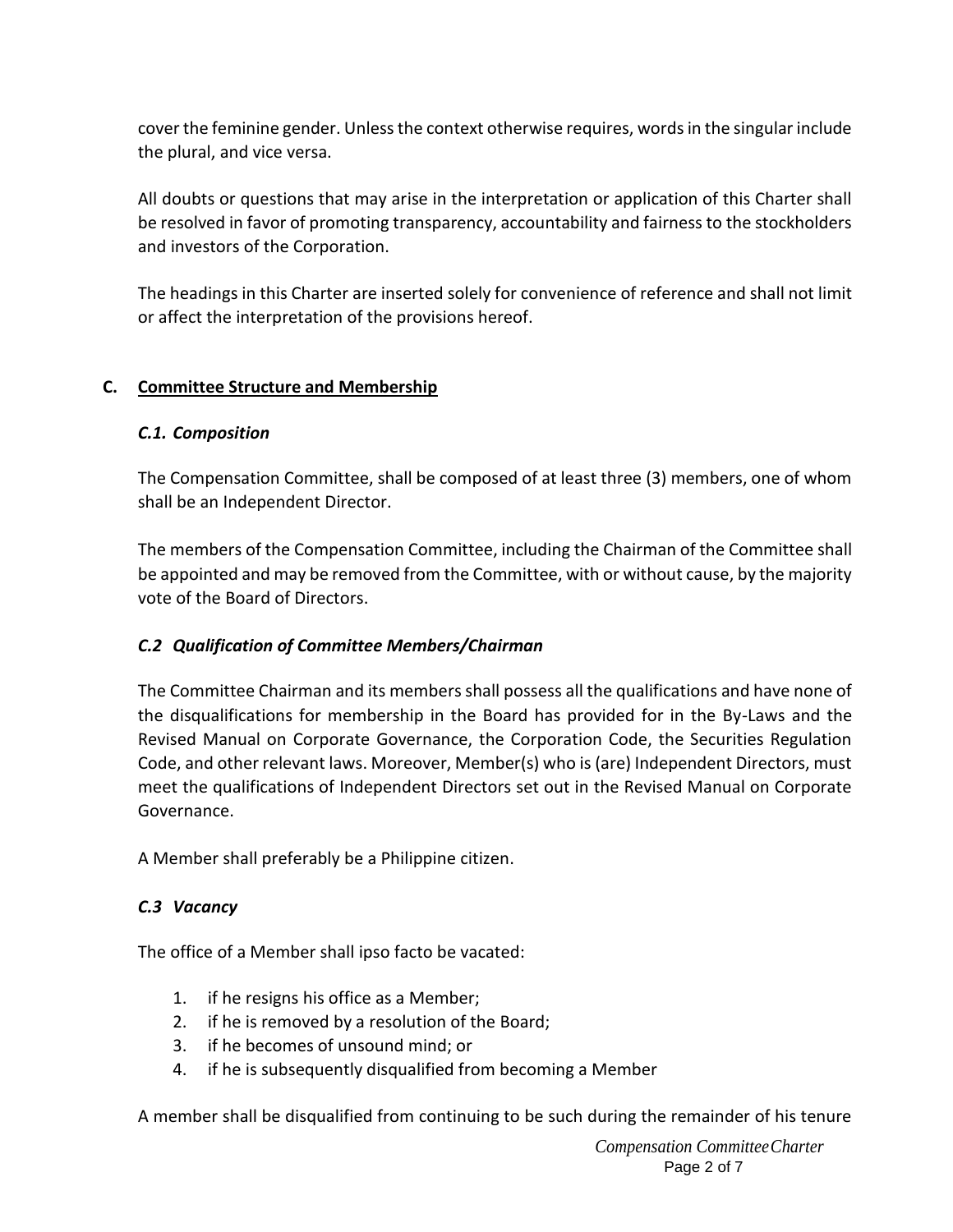cover the feminine gender. Unless the context otherwise requires, words in the singular include the plural, and vice versa.

All doubts or questions that may arise in the interpretation or application of this Charter shall be resolved in favor of promoting transparency, accountability and fairness to the stockholders and investors of the Corporation.

The headings in this Charter are inserted solely for convenience of reference and shall not limit or affect the interpretation of the provisions hereof.

## C. Committee Structure and Membership

### *C.1. Composition*

The Compensation Committee, shall be composed of at least three (3) members, one of whom shall be an Independent Director.

The members of the Compensation Committee, including the Chairman of the Committee shall be appointed and may be removed from the Committee, with or without cause, by the majority vote of the Board of Directors.

### *C.2 Qualification of Committee Members/Chairman*

The Committee Chairman and its members shall possess all the qualifications and have none of the disqualifications for membership in the Board has provided for in the By-Laws and the Revised Manual on Corporate Governance, the Corporation Code, the Securities Regulation Code, and other relevant laws. Moreover, Member(s) who is (are) Independent Directors, must meet the qualifications of Independent Directors set out in the Revised Manual on Corporate Governance.

A Member shall preferably be a Philippine citizen.

### *C.3 Vacancy*

The office of a Member shall ipso facto be vacated:

1. if he resigns his office as a Member;
2. if he is removed by a resolution of the Board;
3. if he becomes of unsound mind; or
4. if he is subsequently disqualified from becoming a Member

A member shall be disqualified from continuing to be such during the remainder of his tenure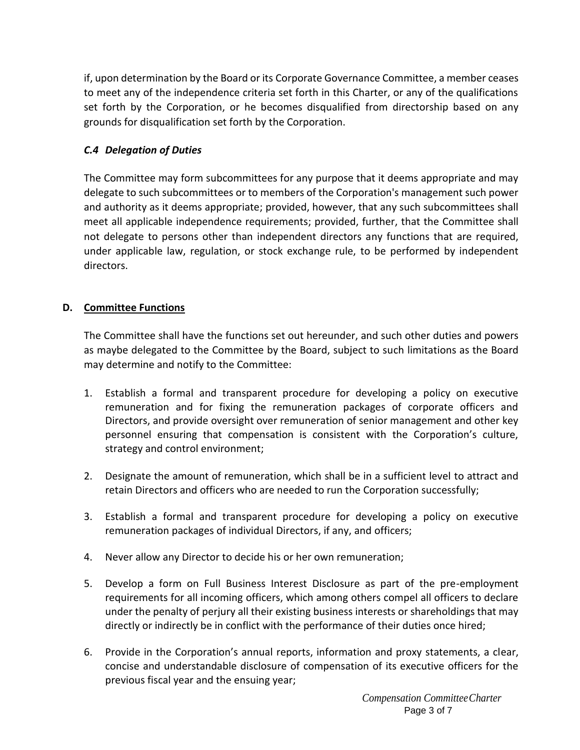if, upon determination by the Board or its Corporate Governance Committee, a member ceases to meet any of the independence criteria set forth in this Charter, or any of the qualifications set forth by the Corporation, or he becomes disqualified from directorship based on any grounds for disqualification set forth by the Corporation.

### *C.4 Delegation of Duties*

The Committee may form subcommittees for any purpose that it deems appropriate and may delegate to such subcommittees or to members of the Corporation's management such power and authority as it deems appropriate; provided, however, that any such subcommittees shall meet all applicable independence requirements; provided, further, that the Committee shall not delegate to persons other than independent directors any functions that are required, under applicable law, regulation, or stock exchange rule, to be performed by independent directors.

## **D. Committee Functions**

The Committee shall have the functions set out hereunder, and such other duties and powers as maybe delegated to the Committee by the Board, subject to such limitations as the Board may determine and notify to the Committee:

1. Establish a formal and transparent procedure for developing a policy on executive remuneration and for fixing the remuneration packages of corporate officers and Directors, and provide oversight over remuneration of senior management and other key personnel ensuring that compensation is consistent with the Corporation's culture, strategy and control environment;

2. Designate the amount of remuneration, which shall be in a sufficient level to attract and retain Directors and officers who are needed to run the Corporation successfully;

3. Establish a formal and transparent procedure for developing a policy on executive remuneration packages of individual Directors, if any, and officers;

4. Never allow any Director to decide his or her own remuneration;

5. Develop a form on Full Business Interest Disclosure as part of the pre-employment requirements for all incoming officers, which among others compel all officers to declare under the penalty of perjury all their existing business interests or shareholdings that may directly or indirectly be in conflict with the performance of their duties once hired;

6. Provide in the Corporation's annual reports, information and proxy statements, a clear, concise and understandable disclosure of compensation of its executive officers for the previous fiscal year and the ensuing year;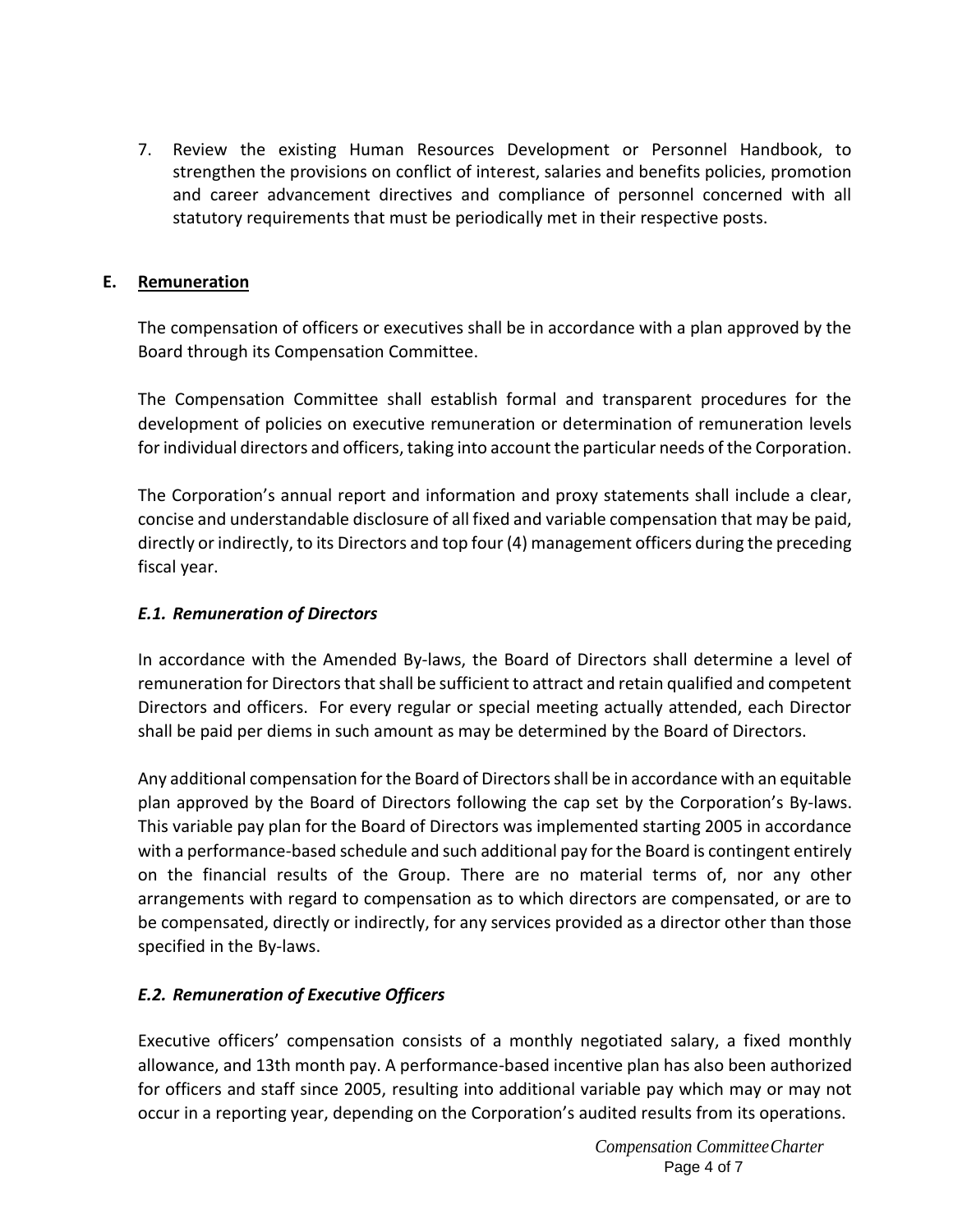7. Review the existing Human Resources Development or Personnel Handbook, to strengthen the provisions on conflict of interest, salaries and benefits policies, promotion and career advancement directives and compliance of personnel concerned with all statutory requirements that must be periodically met in their respective posts.

## E. Remuneration

The compensation of officers or executives shall be in accordance with a plan approved by the Board through its Compensation Committee.

The Compensation Committee shall establish formal and transparent procedures for the development of policies on executive remuneration or determination of remuneration levels for individual directors and officers, taking into account the particular needs of the Corporation.

The Corporation's annual report and information and proxy statements shall include a clear, concise and understandable disclosure of all fixed and variable compensation that may be paid, directly or indirectly, to its Directors and top four (4) management officers during the preceding fiscal year.

### *E.1. Remuneration of Directors*

In accordance with the Amended By-laws, the Board of Directors shall determine a level of remuneration for Directors that shall be sufficient to attract and retain qualified and competent Directors and officers. For every regular or special meeting actually attended, each Director shall be paid per diems in such amount as may be determined by the Board of Directors.

Any additional compensation for the Board of Directors shall be in accordance with an equitable plan approved by the Board of Directors following the cap set by the Corporation's By-laws. This variable pay plan for the Board of Directors was implemented starting 2005 in accordance with a performance-based schedule and such additional pay for the Board is contingent entirely on the financial results of the Group. There are no material terms of, nor any other arrangements with regard to compensation as to which directors are compensated, or are to be compensated, directly or indirectly, for any services provided as a director other than those specified in the By-laws.

### *E.2. Remuneration of Executive Officers*

Executive officers' compensation consists of a monthly negotiated salary, a fixed monthly allowance, and 13th month pay. A performance-based incentive plan has also been authorized for officers and staff since 2005, resulting into additional variable pay which may or may not occur in a reporting year, depending on the Corporation's audited results from its operations.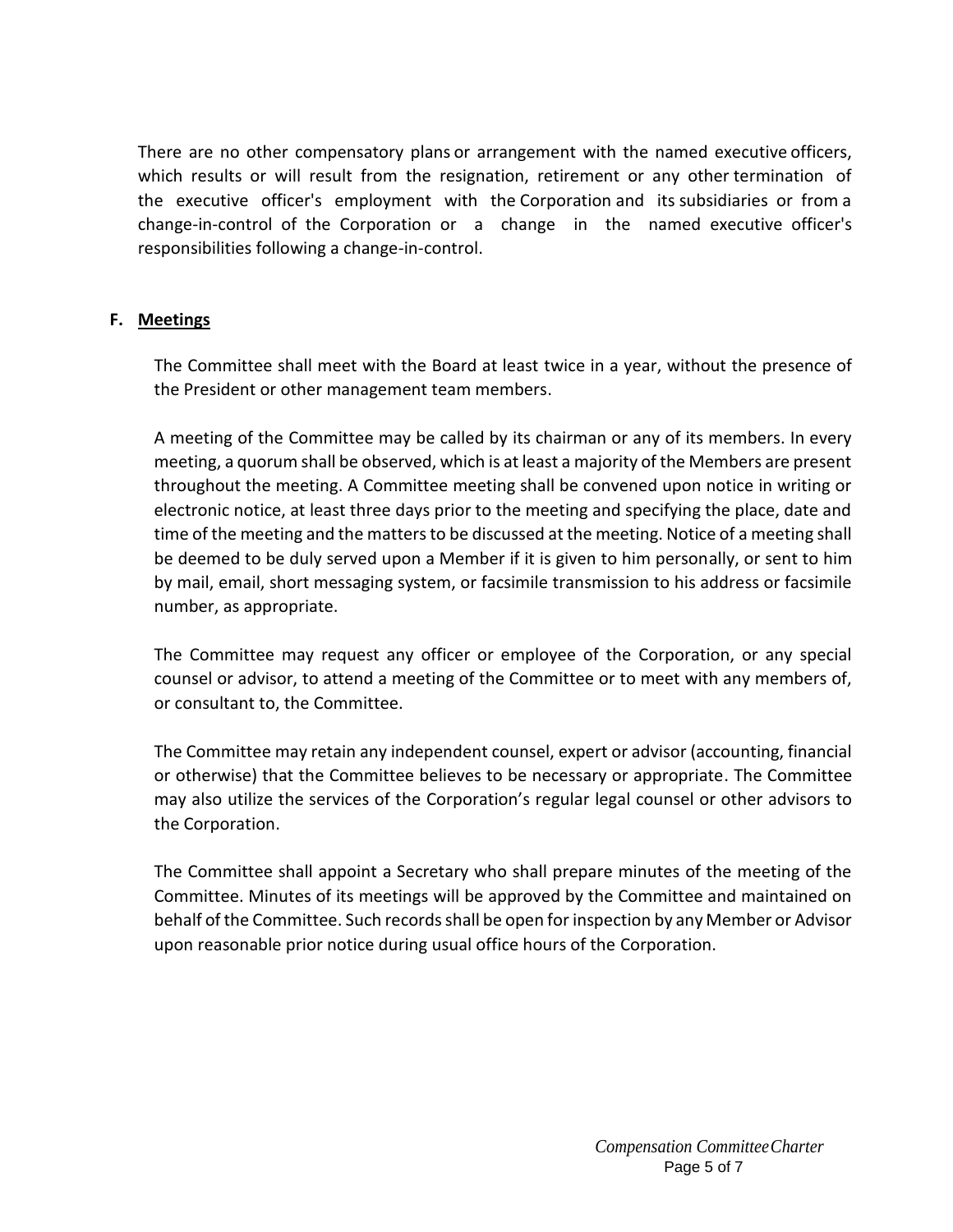There are no other compensatory plans or arrangement with the named executive officers, which results or will result from the resignation, retirement or any other termination of the executive officer's employment with the Corporation and its subsidiaries or from a change-in-control of the Corporation or a change in the named executive officer's responsibilities following a change-in-control.

## F. Meetings

The Committee shall meet with the Board at least twice in a year, without the presence of the President or other management team members.

A meeting of the Committee may be called by its chairman or any of its members. In every meeting, a quorum shall be observed, which is at least a majority of the Members are present throughout the meeting. A Committee meeting shall be convened upon notice in writing or electronic notice, at least three days prior to the meeting and specifying the place, date and time of the meeting and the matters to be discussed at the meeting. Notice of a meeting shall be deemed to be duly served upon a Member if it is given to him personally, or sent to him by mail, email, short messaging system, or facsimile transmission to his address or facsimile number, as appropriate.

The Committee may request any officer or employee of the Corporation, or any special counsel or advisor, to attend a meeting of the Committee or to meet with any members of, or consultant to, the Committee.

The Committee may retain any independent counsel, expert or advisor (accounting, financial or otherwise) that the Committee believes to be necessary or appropriate. The Committee may also utilize the services of the Corporation's regular legal counsel or other advisors to the Corporation.

The Committee shall appoint a Secretary who shall prepare minutes of the meeting of the Committee. Minutes of its meetings will be approved by the Committee and maintained on behalf of the Committee. Such records shall be open for inspection by any Member or Advisor upon reasonable prior notice during usual office hours of the Corporation.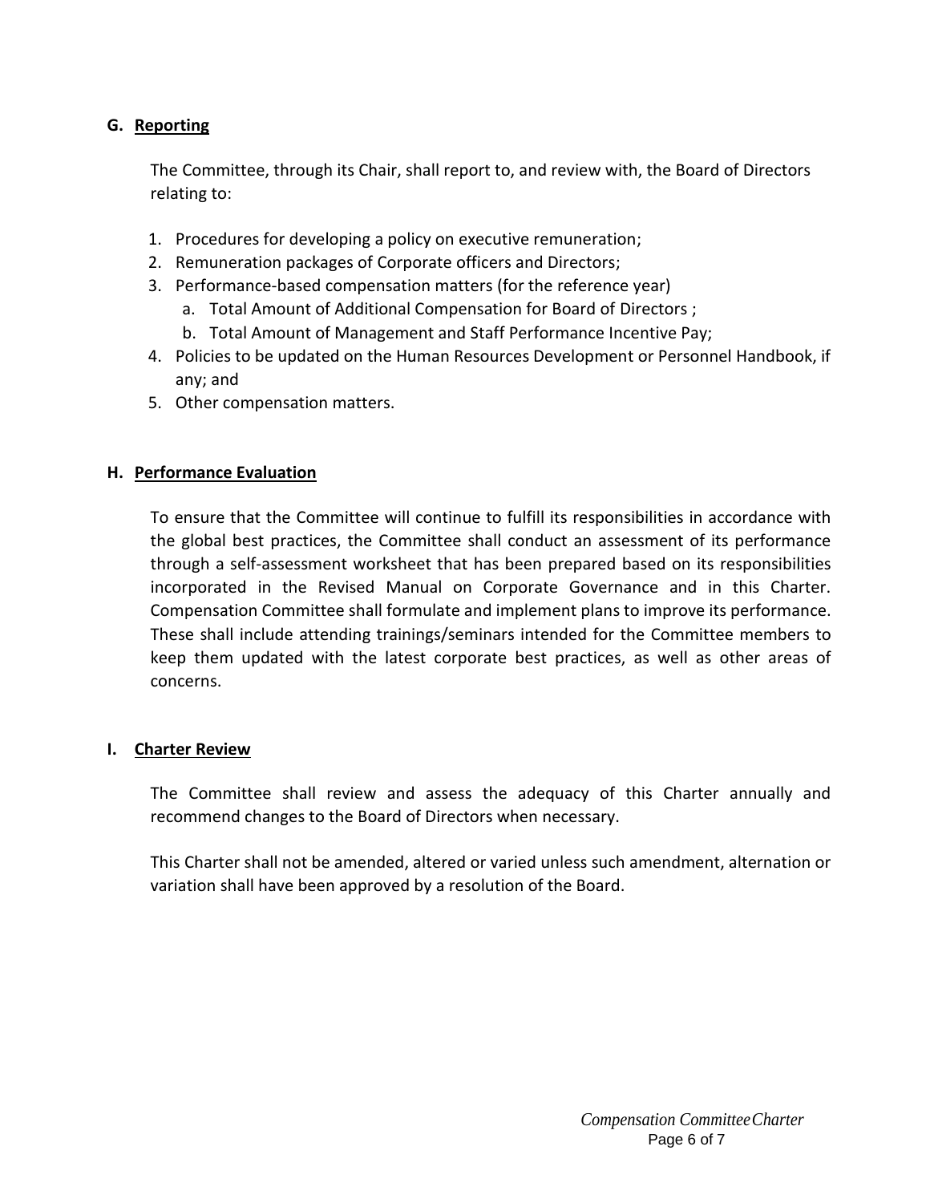## G. Reporting

The Committee, through its Chair, shall report to, and review with, the Board of Directors relating to:

1. Procedures for developing a policy on executive remuneration;
2. Remuneration packages of Corporate officers and Directors;
3. Performance-based compensation matters (for the reference year)
   a. Total Amount of Additional Compensation for Board of Directors ;
   b. Total Amount of Management and Staff Performance Incentive Pay;
4. Policies to be updated on the Human Resources Development or Personnel Handbook, if any; and
5. Other compensation matters.

## H. Performance Evaluation

To ensure that the Committee will continue to fulfill its responsibilities in accordance with the global best practices, the Committee shall conduct an assessment of its performance through a self-assessment worksheet that has been prepared based on its responsibilities incorporated in the Revised Manual on Corporate Governance and in this Charter. Compensation Committee shall formulate and implement plans to improve its performance. These shall include attending trainings/seminars intended for the Committee members to keep them updated with the latest corporate best practices, as well as other areas of concerns.

## I. Charter Review

The Committee shall review and assess the adequacy of this Charter annually and recommend changes to the Board of Directors when necessary.

This Charter shall not be amended, altered or varied unless such amendment, alternation or variation shall have been approved by a resolution of the Board.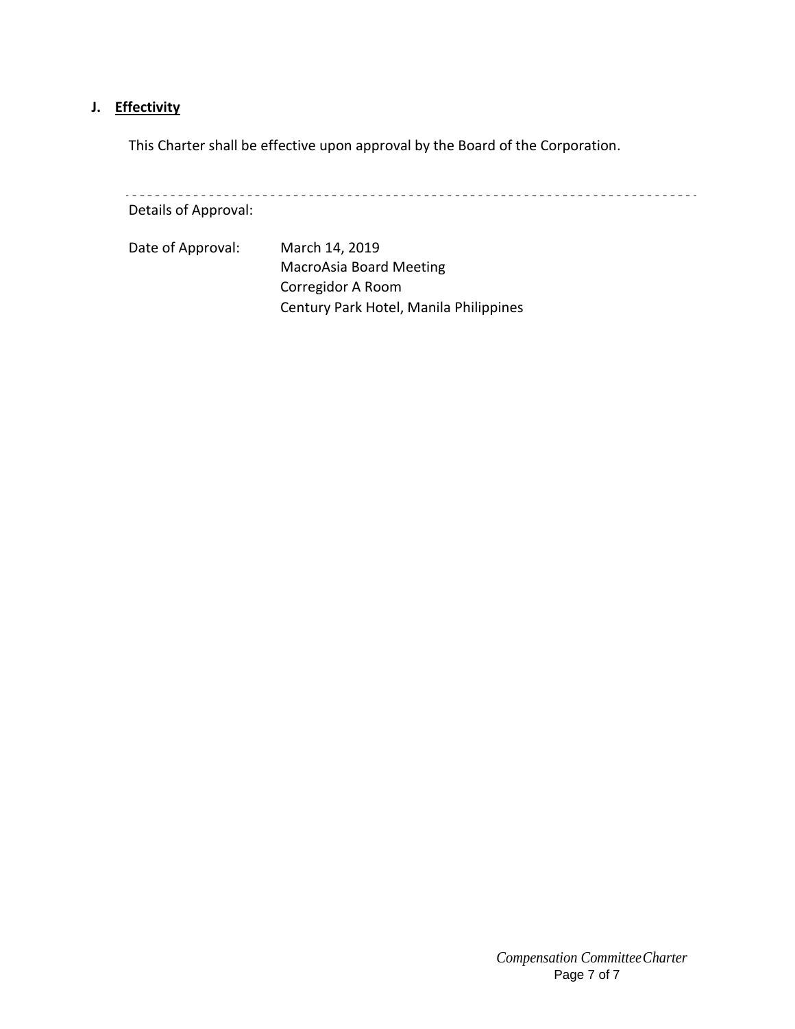## J. **Effectivity**

This Charter shall be effective upon approval by the Board of the Corporation.

---

Details of Approval:

Date of Approval: March 14, 2019
MacroAsia Board Meeting
Corregidor A Room
Century Park Hotel, Manila Philippines